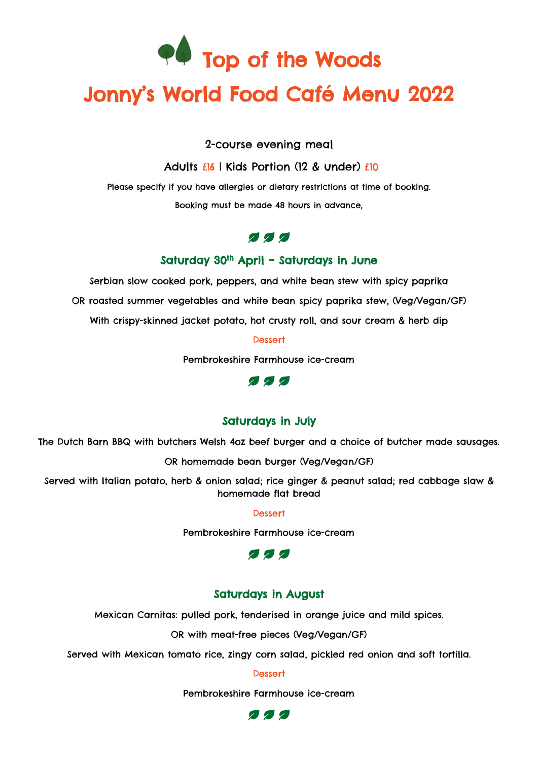# Top of the Woods

# Jonny's World Food Café Menu 2022

2-course evening meal

Adults £16 | Kids Portion (12 & under) £10

Please specify if you have allergies or dietary restrictions at time of booking.

Booking must be made 48 hours in advance,

## Saturday 30th April – Saturdays in June

Serbian slow cooked pork, peppers, and white bean stew with spicy paprika

OR roasted summer vegetables and white bean spicy paprika stew, (Veg/Vegan/GF)

With crispy-skinned jacket potato, hot crusty roll, and sour cream & herb dip

### Dessert

Pembrokeshire Farmhouse ice-cream

## Saturdays in July

The Dutch Barn BBQ with butchers Welsh 4oz beef burger and a choice of butcher made sausages.

OR homemade bean burger (Veg/Vegan/GF)

Served with Italian potato, herb & onion salad; rice ginger & peanut salad; red cabbage slaw & homemade flat bread

### Dessert

Pembrokeshire Farmhouse ice-cream

## Saturdays in August

Mexican Carnitas: pulled pork, tenderised in orange juice and mild spices.

OR with meat-free pieces (Veg/Vegan/GF)

Served with Mexican tomato rice, zingy corn salad, pickled red onion and soft tortilla.

### Dessert

Pembrokeshire Farmhouse ice-cream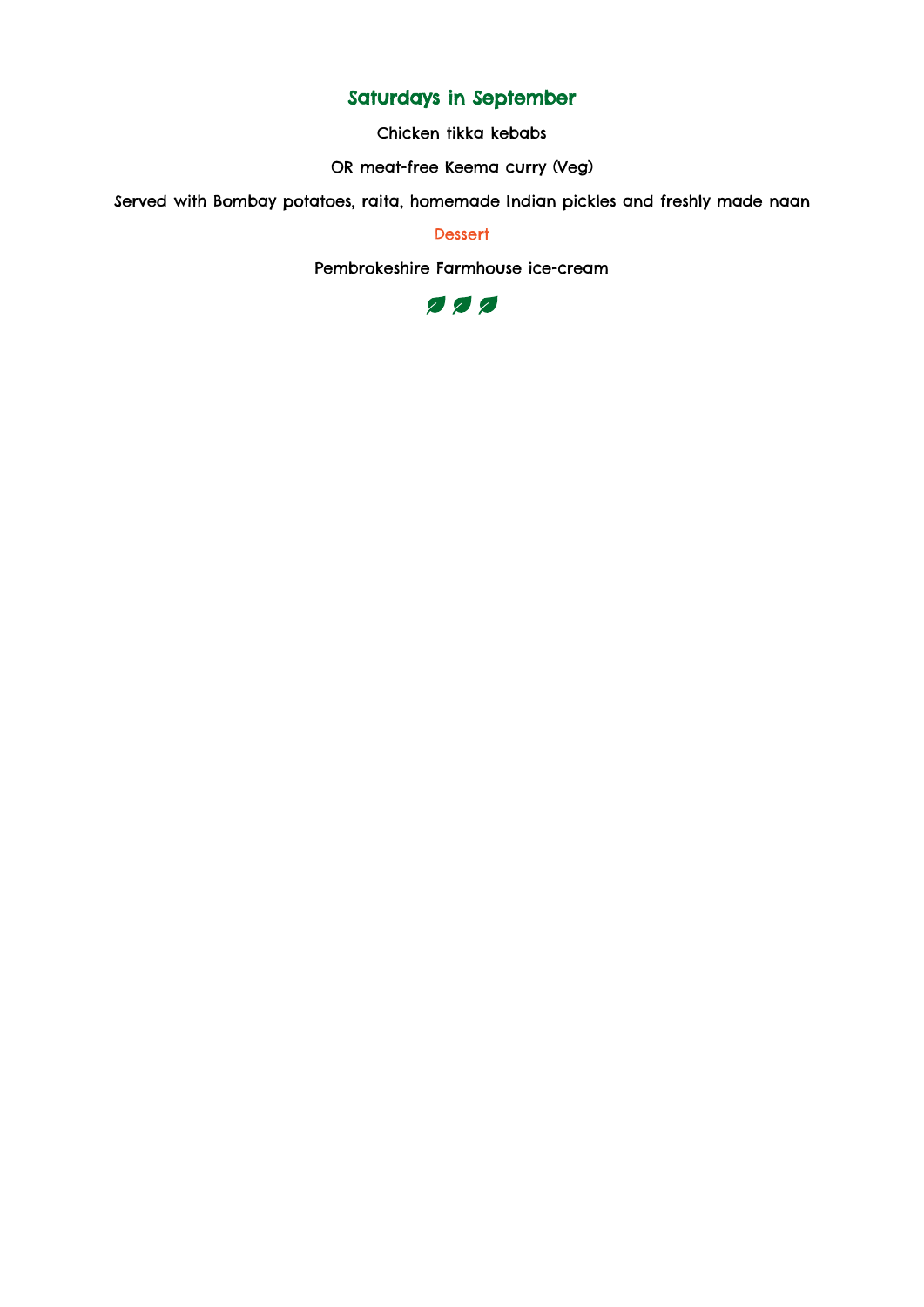## Saturdays in September

Chicken tikka kebabs

OR meat-free Keema curry (Veg)

Served with Bombay potatoes, raita, homemade Indian pickles and freshly made naan

### Dessert

Pembrokeshire Farmhouse ice-cream